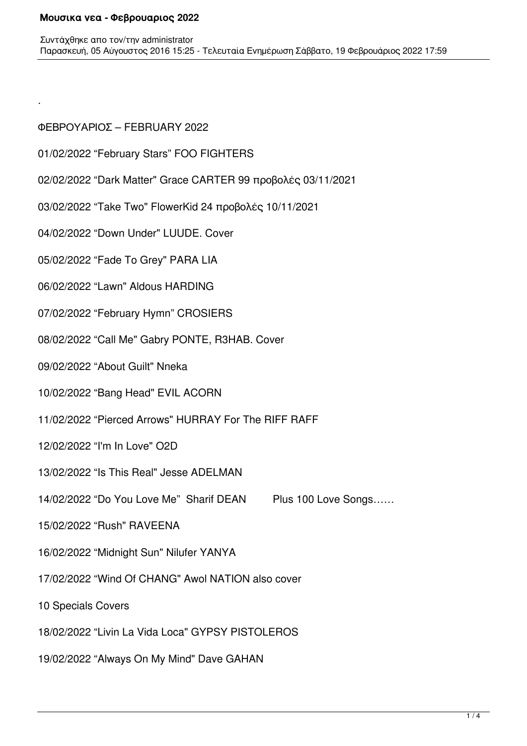.

ΦΕΒΡΟΥΑΡΙΟΣ – FEBRUARY 2022

01/02/2022 “February Stars” FOO FIGHTERS

02/02/2022 “Dark Matter" Grace CARTER 99 προβολές 03/11/2021

03/02/2022 “Take Two" FlowerKid 24 προβολές 10/11/2021

04/02/2022 “Down Under" LUUDE. Cover

05/02/2022 “Fade To Grey" PARA LIA

06/02/2022 “Lawn" Aldous HARDING

07/02/2022 “February Hymn” CROSIERS

08/02/2022 “Call Me" Gabry PONTE, R3HAB. Cover

09/02/2022 “About Guilt" Nneka

10/02/2022 “Bang Head" EVIL ACORN

11/02/2022 “Pierced Arrows" HURRAY For The RIFF RAFF

12/02/2022 “I'm In Love" O2D

13/02/2022 “Is This Real" Jesse ADELMAN

14/02/2022 “Do You Love Me” Sharif DEAN Plus 100 Love Songs……

15/02/2022 “Rush" RAVEENA

16/02/2022 “Midnight Sun" Nilufer YANYA

17/02/2022 “Wind Of CHANG" Awol NATION also cover

10 Specials Covers

18/02/2022 “Livin La Vida Loca" GYPSY PISTOLEROS

19/02/2022 “Always On My Mind" Dave GAHAN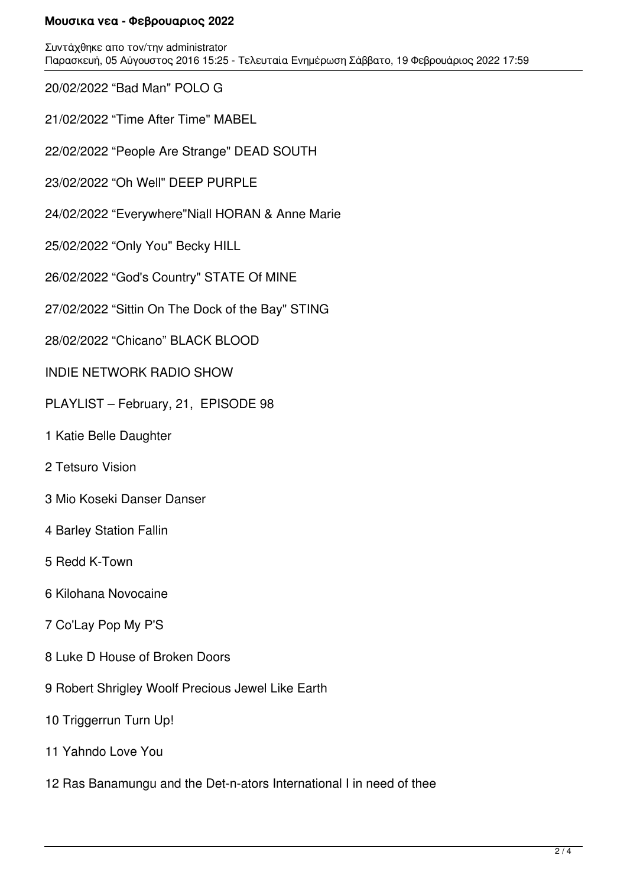20/02/2022 “Bad Man" POLO G

21/02/2022 “Time After Time" MABEL

22/02/2022 “People Are Strange" DEAD SOUTH

23/02/2022 “Oh Well" DEEP PURPLE

24/02/2022 “Everywhere"Niall HORAN & Anne Marie

25/02/2022 “Only You" Becky HILL

26/02/2022 “God's Country" STATE Of MINE

27/02/2022 “Sittin On The Dock of the Bay" STING

28/02/2022 “Chicano” BLACK BLOOD

INDIE NETWORK RADIO SHOW

PLAYLIST – February, 21, EPISODE 98

1 Katie Belle Daughter

2 Tetsuro Vision

3 Mio Koseki Danser Danser

4 Barley Station Fallin

5 Redd K-Town

6 Kilohana Novocaine

7 Co'Lay Pop My P'S

8 Luke D House of Broken Doors

9 Robert Shrigley Woolf Precious Jewel Like Earth

10 Triggerrun Turn Up!

11 Yahndo Love You

12 Ras Banamungu and the Det-n-ators International I in need of thee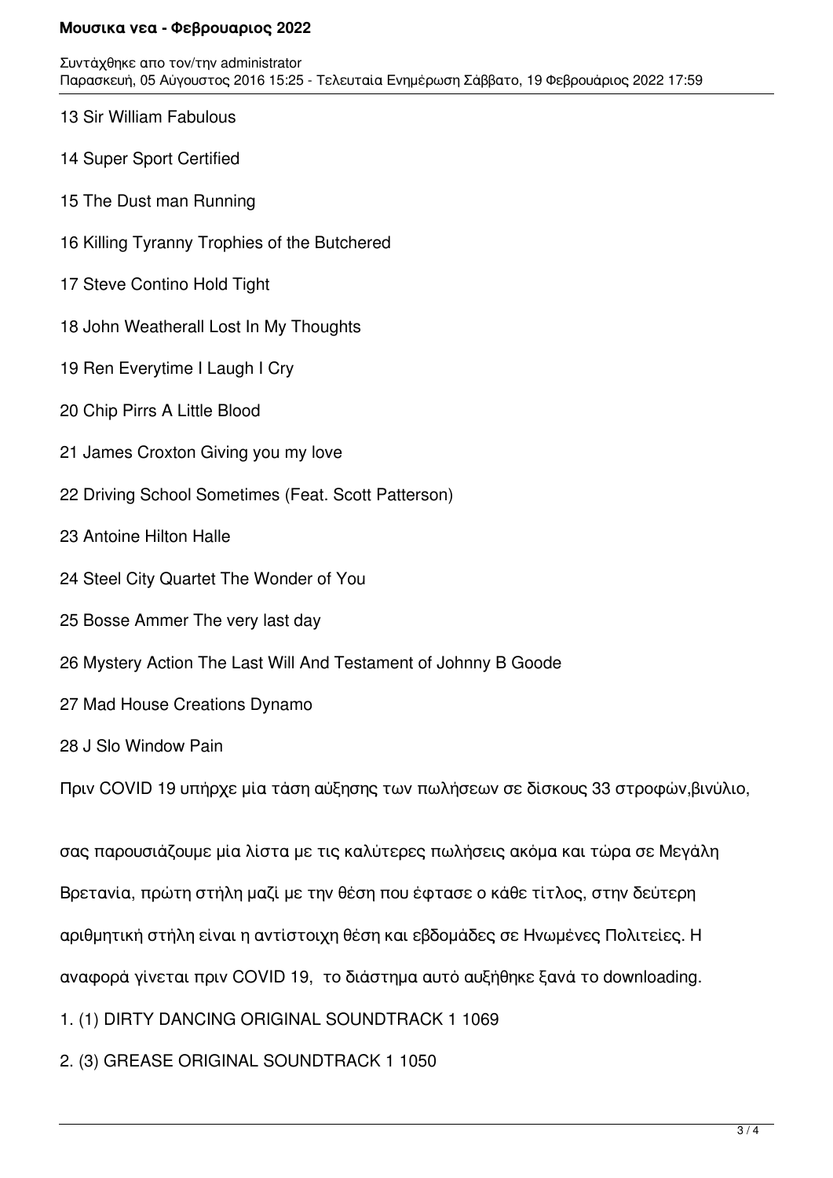13 Sir William Fabulous

14 Super Sport Certified

15 The Dust man Running

16 Killing Tyranny Trophies of the Butchered

17 Steve Contino Hold Tight

18 John Weatherall Lost In My Thoughts

19 Ren Everytime I Laugh I Cry

20 Chip Pirrs A Little Blood

21 James Croxton Giving you my love

22 Driving School Sometimes (Feat. Scott Patterson)

23 Antoine Hilton Halle

24 Steel City Quartet The Wonder of You

25 Bosse Ammer The very last day

26 Mystery Action The Last Will And Testament of Johnny B Goode

27 Mad House Creations Dynamo

28 J Slo Window Pain

Πριν COVID 19 υπήρχε μία τάση αύξησης των πωλήσεων σε δίσκους 33 στροφών,βινύλιο,

σας παρουσιάζουμε μία λίστα με τις καλύτερες πωλήσεις ακόμα και τώρα σε Μεγάλη Βρετανία, πρώτη στήλη μαζί με την θέση που έφτασε ο κάθε τίτλος, στην δεύτερη αριθμητική στήλη είναι η αντίστοιχη θέση και εβδομάδες σε Ηνωμένες Πολιτείες. Η αναφορά γίνεται πριν COVID 19, το διάστημα αυτό αυξήθηκε ξανά το downloading.

1. (1) DIRTY DANCING ORIGINAL SOUNDTRACK 1 1069

2. (3) GREASE ORIGINAL SOUNDTRACK 1 1050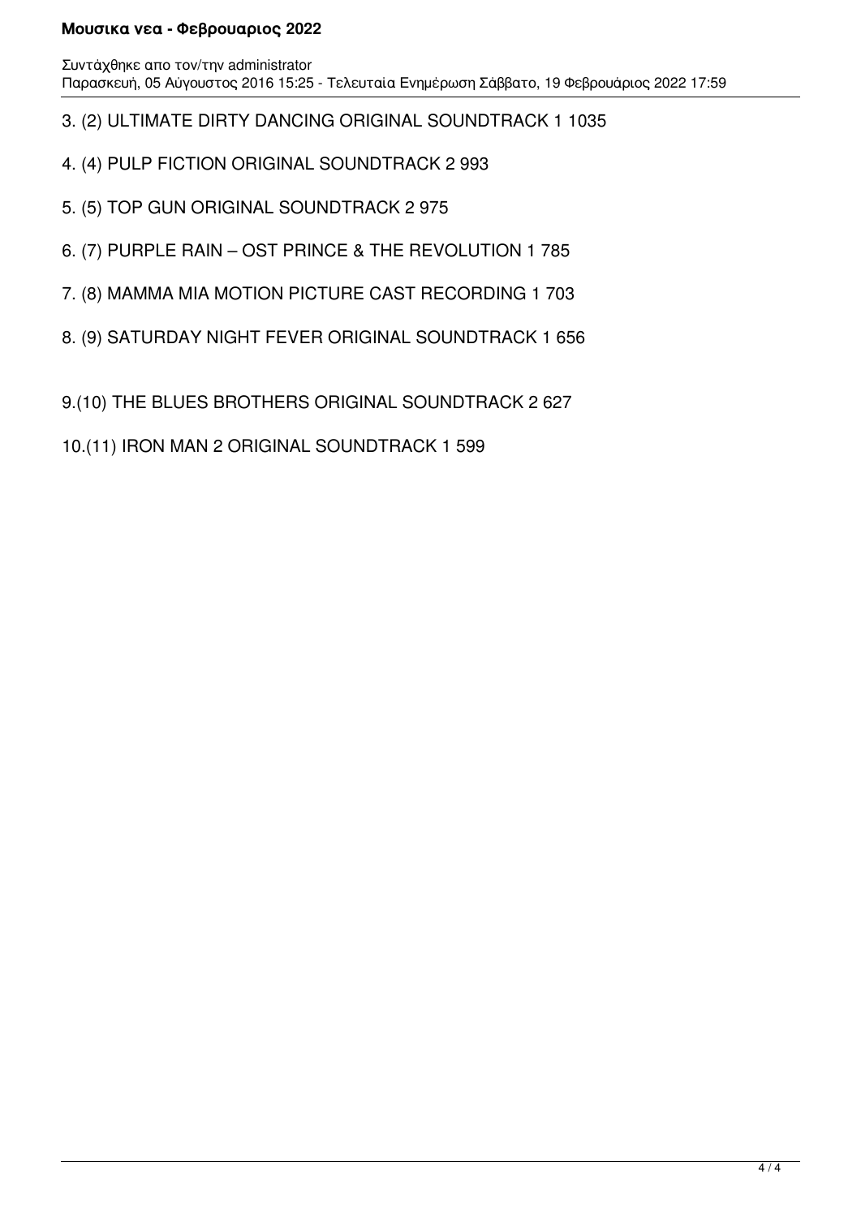3. (2) ULTIMATE DIRTY DANCING ORIGINAL SOUNDTRACK 1 1035

4. (4) PULP FICTION ORIGINAL SOUNDTRACK 2 993

5. (5) TOP GUN ORIGINAL SOUNDTRACK 2 975

6. (7) PURPLE RAIN – OST PRINCE & THE REVOLUTION 1 785

7. (8) MAMMA MIA MOTION PICTURE CAST RECORDING 1 703

8. (9) SATURDAY NIGHT FEVER ORIGINAL SOUNDTRACK 1 656

9.(10) THE BLUES BROTHERS ORIGINAL SOUNDTRACK 2 627

10.(11) IRON MAN 2 ORIGINAL SOUNDTRACK 1 599